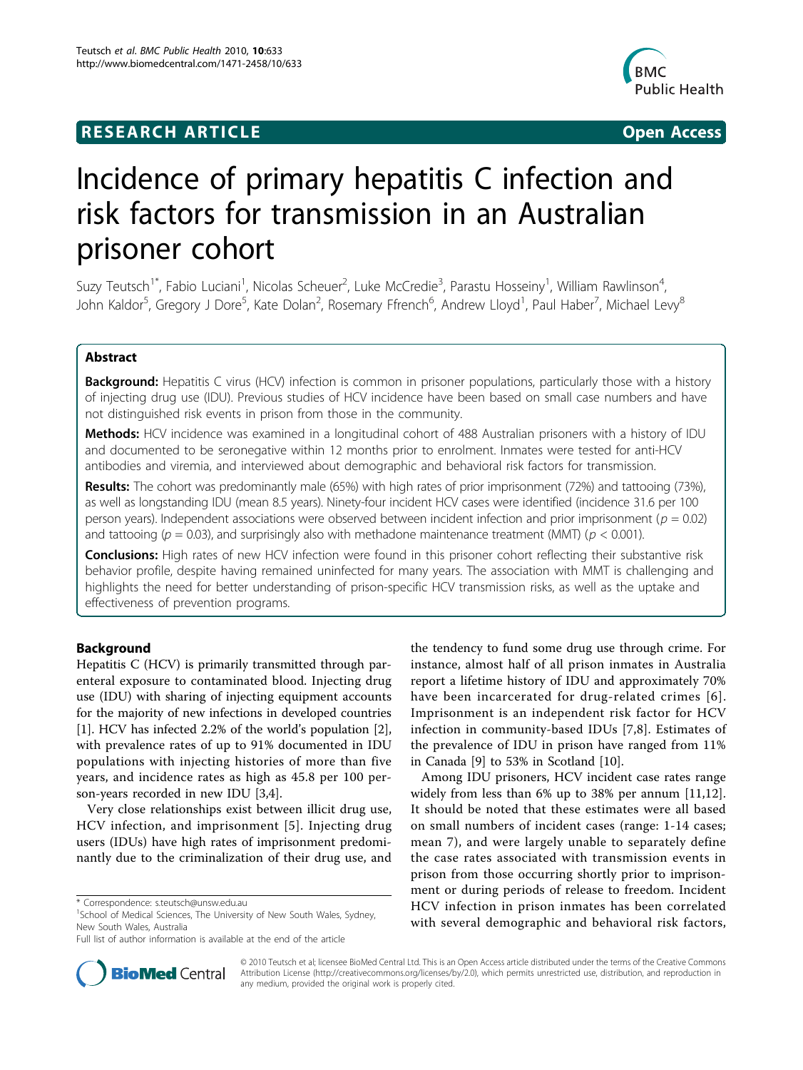**RESEARCH ARTICLE** **Open Access**

# Incidence of primary hepatitis C infection and risk factors for transmission in an Australian prisoner cohort

Suzy Teutsch[1*], Fabio Luciani[1], Nicolas Scheuer[2], Luke McCredie[3], Parastu Hosseiny[1], William Rawlinson[4], John Kaldor[5], Gregory J Dore[5], Kate Dolan[2], Rosemary Ffrench[6], Andrew Lloyd[1], Paul Haber[7], Michael Levy[8]

## Abstract

**Background:** Hepatitis C virus (HCV) infection is common in prisoner populations, particularly those with a history of injecting drug use (IDU). Previous studies of HCV incidence have been based on small case numbers and have not distinguished risk events in prison from those in the community.

**Methods:** HCV incidence was examined in a longitudinal cohort of 488 Australian prisoners with a history of IDU and documented to be seronegative within 12 months prior to enrolment. Inmates were tested for anti-HCV antibodies and viremia, and interviewed about demographic and behavioral risk factors for transmission.

**Results:** The cohort was predominantly male (65%) with high rates of prior imprisonment (72%) and tattooing (73%), as well as longstanding IDU (mean 8.5 years). Ninety-four incident HCV cases were identified (incidence 31.6 per 100 person years). Independent associations were observed between incident infection and prior imprisonment ($p = 0.02$) and tattooing ($p = 0.03$), and surprisingly also with methadone maintenance treatment (MMT) ($p < 0.001$).

**Conclusions:** High rates of new HCV infection were found in this prisoner cohort reflecting their substantive risk behavior profile, despite having remained uninfected for many years. The association with MMT is challenging and highlights the need for better understanding of prison-specific HCV transmission risks, as well as the uptake and effectiveness of prevention programs.

## Background

Hepatitis C (HCV) is primarily transmitted through parenteral exposure to contaminated blood. Injecting drug use (IDU) with sharing of injecting equipment accounts for the majority of new infections in developed countries [1]. HCV has infected 2.2% of the world's population [2], with prevalence rates of up to 91% documented in IDU populations with injecting histories of more than five years, and incidence rates as high as 45.8 per 100 person-years recorded in new IDU [3,4].

Very close relationships exist between illicit drug use, HCV infection, and imprisonment [5]. Injecting drug users (IDUs) have high rates of imprisonment predominantly due to the criminalization of their drug use, and the tendency to fund some drug use through crime. For instance, almost half of all prison inmates in Australia report a lifetime history of IDU and approximately 70% have been incarcerated for drug-related crimes [6]. Imprisonment is an independent risk factor for HCV infection in community-based IDUs [7,8]. Estimates of the prevalence of IDU in prison have ranged from 11% in Canada [9] to 53% in Scotland [10].

Among IDU prisoners, HCV incident case rates range widely from less than 6% up to 38% per annum [11,12]. It should be noted that these estimates were all based on small numbers of incident cases (range: 1-14 cases; mean 7), and were largely unable to separately define the case rates associated with transmission events in prison from those occurring shortly prior to imprisonment or during periods of release to freedom. Incident HCV infection in prison inmates has been correlated with several demographic and behavioral risk factors,

\* Correspondence: s.teutsch@unsw.edu.au
[1]School of Medical Sciences, The University of New South Wales, Sydney, New South Wales, Australia
Full list of author information is available at the end of the article

© 2010 Teutsch et al; licensee BioMed Central Ltd. This is an Open Access article distributed under the terms of the Creative Commons Attribution License (http://creativecommons.org/licenses/by/2.0), which permits unrestricted use, distribution, and reproduction in any medium, provided the original work is properly cited.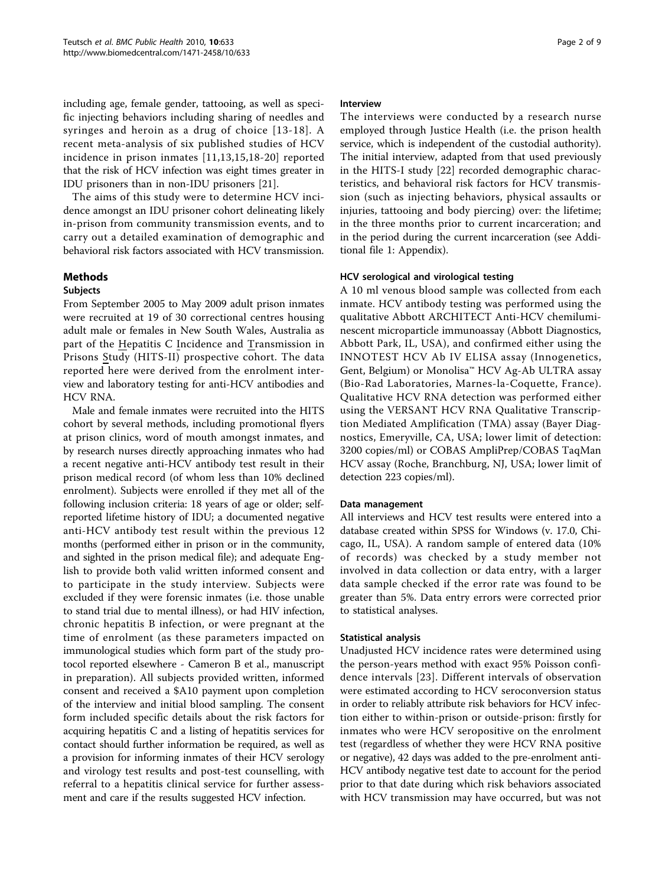including age, female gender, tattooing, as well as specific injecting behaviors including sharing of needles and syringes and heroin as a drug of choice [13-18]. A recent meta-analysis of six published studies of HCV incidence in prison inmates [11,13,15,18-20] reported that the risk of HCV infection was eight times greater in IDU prisoners than in non-IDU prisoners [21].

The aims of this study were to determine HCV incidence amongst an IDU prisoner cohort delineating likely in-prison from community transmission events, and to carry out a detailed examination of demographic and behavioral risk factors associated with HCV transmission.

## Methods

### Subjects

From September 2005 to May 2009 adult prison inmates were recruited at 19 of 30 correctional centres housing adult male or females in New South Wales, Australia as part of the Hepatitis C Incidence and Transmission in Prisons Study (HITS-II) prospective cohort. The data reported here were derived from the enrolment interview and laboratory testing for anti-HCV antibodies and HCV RNA.

Male and female inmates were recruited into the HITS cohort by several methods, including promotional flyers at prison clinics, word of mouth amongst inmates, and by research nurses directly approaching inmates who had a recent negative anti-HCV antibody test result in their prison medical record (of whom less than 10% declined enrolment). Subjects were enrolled if they met all of the following inclusion criteria: 18 years of age or older; self-reported lifetime history of IDU; a documented negative anti-HCV antibody test result within the previous 12 months (performed either in prison or in the community, and sighted in the prison medical file); and adequate English to provide both valid written informed consent and to participate in the study interview. Subjects were excluded if they were forensic inmates (i.e. those unable to stand trial due to mental illness), or had HIV infection, chronic hepatitis B infection, or were pregnant at the time of enrolment (as these parameters impacted on immunological studies which form part of the study protocol reported elsewhere - Cameron B et al., manuscript in preparation). All subjects provided written, informed consent and received a $A10 payment upon completion of the interview and initial blood sampling. The consent form included specific details about the risk factors for acquiring hepatitis C and a listing of hepatitis services for contact should further information be required, as well as a provision for informing inmates of their HCV serology and virology test results and post-test counselling, with referral to a hepatitis clinical service for further assessment and care if the results suggested HCV infection.

### Interview

The interviews were conducted by a research nurse employed through Justice Health (i.e. the prison health service, which is independent of the custodial authority). The initial interview, adapted from that used previously in the HITS-I study [22] recorded demographic characteristics, and behavioral risk factors for HCV transmission (such as injecting behaviors, physical assaults or injuries, tattooing and body piercing) over: the lifetime; in the three months prior to current incarceration; and in the period during the current incarceration (see Additional file 1: Appendix).

### HCV serological and virological testing

A 10 ml venous blood sample was collected from each inmate. HCV antibody testing was performed using the qualitative Abbott ARCHITECT Anti-HCV chemiluminescent microparticle immunoassay (Abbott Diagnostics, Abbott Park, IL, USA), and confirmed either using the INNOTEST HCV Ab IV ELISA assay (Innogenetics, Gent, Belgium) or Monolisa™ HCV Ag-Ab ULTRA assay (Bio-Rad Laboratories, Marnes-la-Coquette, France). Qualitative HCV RNA detection was performed either using the VERSANT HCV RNA Qualitative Transcription Mediated Amplification (TMA) assay (Bayer Diagnostics, Emeryville, CA, USA; lower limit of detection: 3200 copies/ml) or COBAS AmpliPrep/COBAS TaqMan HCV assay (Roche, Branchburg, NJ, USA; lower limit of detection 223 copies/ml).

### Data management

All interviews and HCV test results were entered into a database created within SPSS for Windows (v. 17.0, Chicago, IL, USA). A random sample of entered data (10% of records) was checked by a study member not involved in data collection or data entry, with a larger data sample checked if the error rate was found to be greater than 5%. Data entry errors were corrected prior to statistical analyses.

### Statistical analysis

Unadjusted HCV incidence rates were determined using the person-years method with exact 95% Poisson confidence intervals [23]. Different intervals of observation were estimated according to HCV seroconversion status in order to reliably attribute risk behaviors for HCV infection either to within-prison or outside-prison: firstly for inmates who were HCV seropositive on the enrolment test (regardless of whether they were HCV RNA positive or negative), 42 days was added to the pre-enrolment anti-HCV antibody negative test date to account for the period prior to that date during which risk behaviors associated with HCV transmission may have occurred, but was not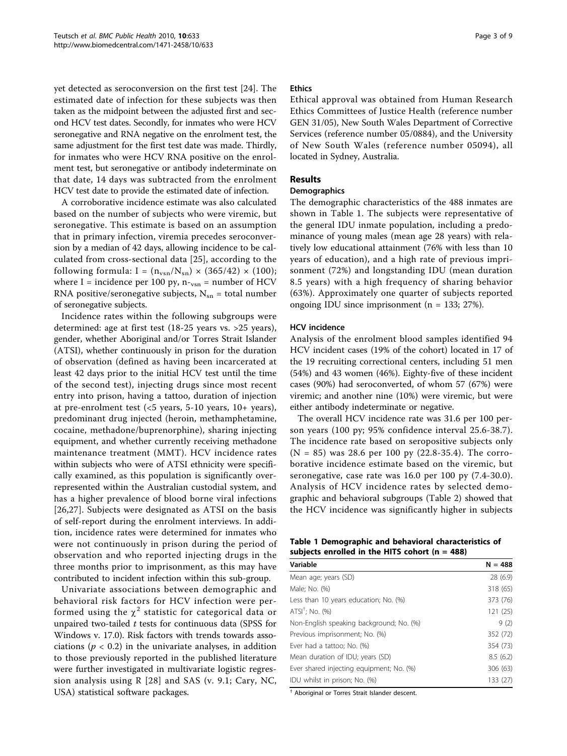yet detected as seroconversion on the first test [24]. The estimated date of infection for these subjects was then taken as the midpoint between the adjusted first and second HCV test dates. Secondly, for inmates who were HCV seronegative and RNA negative on the enrolment test, the same adjustment for the first test date was made. Thirdly, for inmates who were HCV RNA positive on the enrolment test, but seronegative or antibody indeterminate on that date, 14 days was subtracted from the enrolment HCV test date to provide the estimated date of infection.

A corroborative incidence estimate was also calculated based on the number of subjects who were viremic, but seronegative. This estimate is based on an assumption that in primary infection, viremia precedes seroconversion by a median of 42 days, allowing incidence to be calculated from cross-sectional data [25], according to the following formula: $I = (n_{vsn}/N_{sn}) \times (365/42) \times (100)$; where I = incidence per 100 py, $n_{-vsn}$ = number of HCV RNA positive/seronegative subjects, $N_{sn}$ = total number of seronegative subjects.

Incidence rates within the following subgroups were determined: age at first test (18-25 years vs. >25 years), gender, whether Aboriginal and/or Torres Strait Islander (ATSI), whether continuously in prison for the duration of observation (defined as having been incarcerated at least 42 days prior to the initial HCV test until the time of the second test), injecting drugs since most recent entry into prison, having a tattoo, duration of injection at pre-enrolment test (<5 years, 5-10 years, 10+ years), predominant drug injected (heroin, methamphetamine, cocaine, methadone/buprenorphine), sharing injecting equipment, and whether currently receiving methadone maintenance treatment (MMT). HCV incidence rates within subjects who were of ATSI ethnicity were specifically examined, as this population is significantly over-represented within the Australian custodial system, and has a higher prevalence of blood borne viral infections [26,27]. Subjects were designated as ATSI on the basis of self-report during the enrolment interviews. In addition, incidence rates were determined for inmates who were not continuously in prison during the period of observation and who reported injecting drugs in the three months prior to imprisonment, as this may have contributed to incident infection within this sub-group.

Univariate associations between demographic and behavioral risk factors for HCV infection were performed using the $\chi^2$ statistic for categorical data or unpaired two-tailed $t$ tests for continuous data (SPSS for Windows v. 17.0). Risk factors with trends towards associations ($p < 0.2$) in the univariate analyses, in addition to those previously reported in the published literature were further investigated in multivariate logistic regression analysis using R [28] and SAS (v. 9.1; Cary, NC, USA) statistical software packages.

### Ethics

Ethical approval was obtained from Human Research Ethics Committees of Justice Health (reference number GEN 31/05), New South Wales Department of Corrective Services (reference number 05/0884), and the University of New South Wales (reference number 05094), all located in Sydney, Australia.

## Results

### Demographics

The demographic characteristics of the 488 inmates are shown in Table 1. The subjects were representative of the general IDU inmate population, including a predominance of young males (mean age 28 years) with relatively low educational attainment (76% with less than 10 years of education), and a high rate of previous imprisonment (72%) and longstanding IDU (mean duration 8.5 years) with a high frequency of sharing behavior (63%). Approximately one quarter of subjects reported ongoing IDU since imprisonment (n = 133; 27%).

### HCV incidence

Analysis of the enrolment blood samples identified 94 HCV incident cases (19% of the cohort) located in 17 of the 19 recruiting correctional centers, including 51 men (54%) and 43 women (46%). Eighty-five of these incident cases (90%) had seroconverted, of whom 57 (67%) were viremic; and another nine (10%) were viremic, but were either antibody indeterminate or negative.

The overall HCV incidence rate was 31.6 per 100 person years (100 py; 95% confidence interval 25.6-38.7). The incidence rate based on seropositive subjects only (N = 85) was 28.6 per 100 py (22.8-35.4). The corroborative incidence estimate based on the viremic, but seronegative, case rate was 16.0 per 100 py (7.4-30.0). Analysis of HCV incidence rates by selected demographic and behavioral subgroups (Table 2) showed that the HCV incidence was significantly higher in subjects

**Table 1 Demographic and behavioral characteristics of subjects enrolled in the HITS cohort (n = 488)**

| Variable | N = 488 |
|---|---|
| Mean age; years (SD) | 28 (6.9) |
| Male; No. (%) | 318 (65) |
| Less than 10 years education; No. (%) | 373 (76) |
| ATSI[†]; No. (%) | 121 (25) |
| Non-English speaking background; No. (%) | 9 (2) |
| Previous imprisonment; No. (%) | 352 (72) |
| Ever had a tattoo; No. (%) | 354 (73) |
| Mean duration of IDU; years (SD) | 8.5 (6.2) |
| Ever shared injecting equipment; No. (%) | 306 (63) |
| IDU whilst in prison; No. (%) | 133 (27) |

[†] Aboriginal or Torres Strait Islander descent.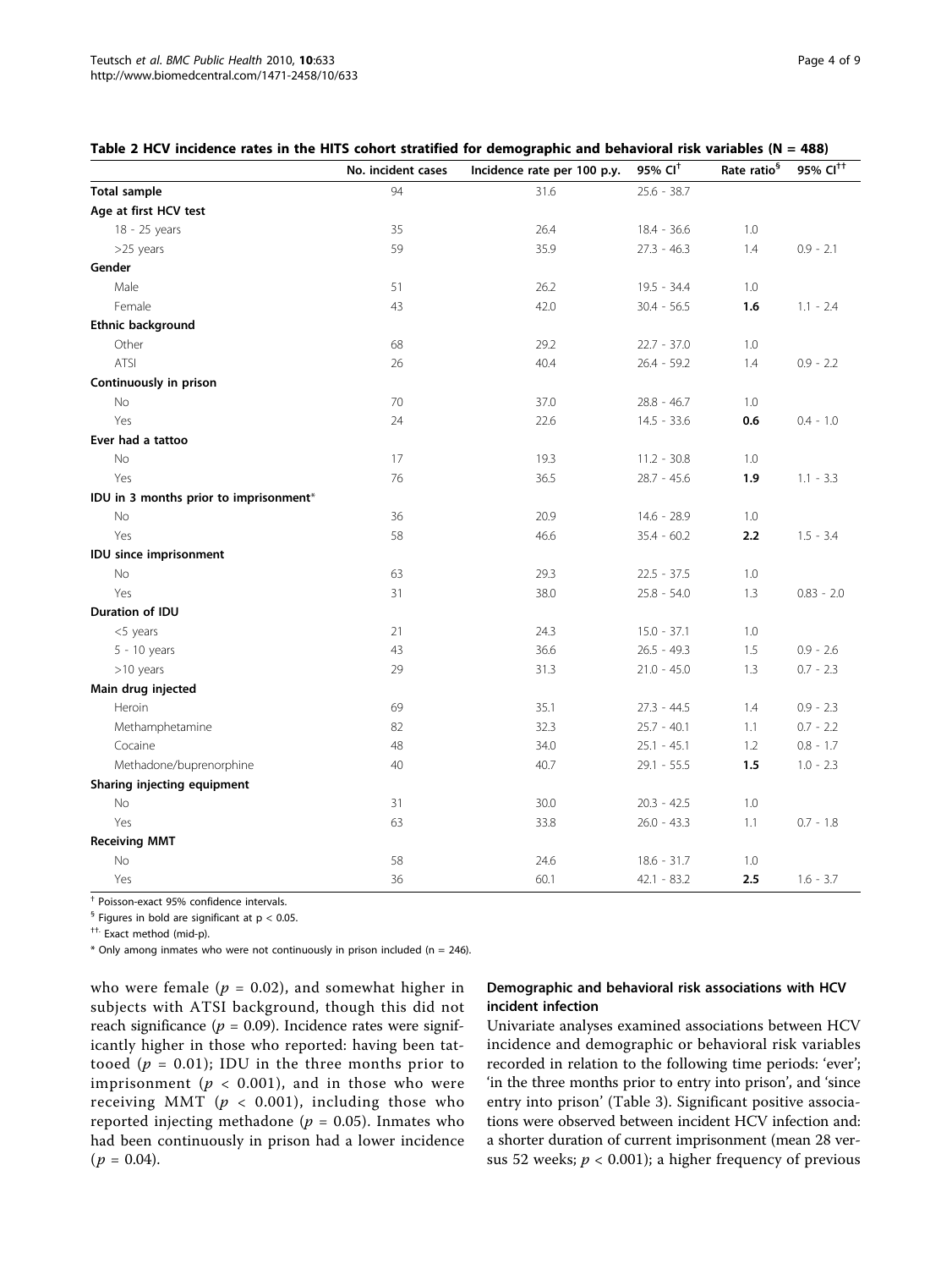**Table 2 HCV incidence rates in the HITS cohort stratified for demographic and behavioral risk variables (N = 488)**

| | No. incident cases | Incidence rate per 100 p.y. | 95% CI[†] | Rate ratio[§] | 95% CI[††] |
|---|---|---|---|---|---|
| **Total sample** | 94 | 31.6 | 25.6 - 38.7 | | |
| **Age at first HCV test** | | | | | |
| 18 - 25 years | 35 | 26.4 | 18.4 - 36.6 | 1.0 | |
| >25 years | 59 | 35.9 | 27.3 - 46.3 | 1.4 | 0.9 - 2.1 |
| **Gender** | | | | | |
| Male | 51 | 26.2 | 19.5 - 34.4 | 1.0 | |
| Female | 43 | 42.0 | 30.4 - 56.5 | **1.6** | 1.1 - 2.4 |
| **Ethnic background** | | | | | |
| Other | 68 | 29.2 | 22.7 - 37.0 | 1.0 | |
| ATSI | 26 | 40.4 | 26.4 - 59.2 | 1.4 | 0.9 - 2.2 |
| **Continuously in prison** | | | | | |
| No | 70 | 37.0 | 28.8 - 46.7 | 1.0 | |
| Yes | 24 | 22.6 | 14.5 - 33.6 | **0.6** | 0.4 - 1.0 |
| **Ever had a tattoo** | | | | | |
| No | 17 | 19.3 | 11.2 - 30.8 | 1.0 | |
| Yes | 76 | 36.5 | 28.7 - 45.6 | **1.9** | 1.1 - 3.3 |
| **IDU in 3 months prior to imprisonment*** | | | | | |
| No | 36 | 20.9 | 14.6 - 28.9 | 1.0 | |
| Yes | 58 | 46.6 | 35.4 - 60.2 | **2.2** | 1.5 - 3.4 |
| **IDU since imprisonment** | | | | | |
| No | 63 | 29.3 | 22.5 - 37.5 | 1.0 | |
| Yes | 31 | 38.0 | 25.8 - 54.0 | 1.3 | 0.83 - 2.0 |
| **Duration of IDU** | | | | | |
| <5 years | 21 | 24.3 | 15.0 - 37.1 | 1.0 | |
| 5 - 10 years | 43 | 36.6 | 26.5 - 49.3 | 1.5 | 0.9 - 2.6 |
| >10 years | 29 | 31.3 | 21.0 - 45.0 | 1.3 | 0.7 - 2.3 |
| **Main drug injected** | | | | | |
| Heroin | 69 | 35.1 | 27.3 - 44.5 | 1.4 | 0.9 - 2.3 |
| Methamphetamine | 82 | 32.3 | 25.7 - 40.1 | 1.1 | 0.7 - 2.2 |
| Cocaine | 48 | 34.0 | 25.1 - 45.1 | 1.2 | 0.8 - 1.7 |
| Methadone/buprenorphine | 40 | 40.7 | 29.1 - 55.5 | **1.5** | 1.0 - 2.3 |
| **Sharing injecting equipment** | | | | | |
| No | 31 | 30.0 | 20.3 - 42.5 | 1.0 | |
| Yes | 63 | 33.8 | 26.0 - 43.3 | 1.1 | 0.7 - 1.8 |
| **Receiving MMT** | | | | | |
| No | 58 | 24.6 | 18.6 - 31.7 | 1.0 | |
| Yes | 36 | 60.1 | 42.1 - 83.2 | **2.5** | 1.6 - 3.7 |

[†] Poisson-exact 95% confidence intervals.

[§] Figures in bold are significant at $p < 0.05$.

[††] Exact method (mid-p).

\* Only among inmates who were not continuously in prison included (n = 246).

who were female ($p = 0.02$), and somewhat higher in subjects with ATSI background, though this did not reach significance ($p = 0.09$). Incidence rates were significantly higher in those who reported: having been tattooed ($p = 0.01$); IDU in the three months prior to imprisonment ($p < 0.001$), and in those who were receiving MMT ($p < 0.001$), including those who reported injecting methadone ($p = 0.05$). Inmates who had been continuously in prison had a lower incidence ($p = 0.04$).

### Demographic and behavioral risk associations with HCV incident infection

Univariate analyses examined associations between HCV incidence and demographic or behavioral risk variables recorded in relation to the following time periods: 'ever'; 'in the three months prior to entry into prison', and 'since entry into prison' (Table 3). Significant positive associations were observed between incident HCV infection and: a shorter duration of current imprisonment (mean 28 versus 52 weeks; $p < 0.001$); a higher frequency of previous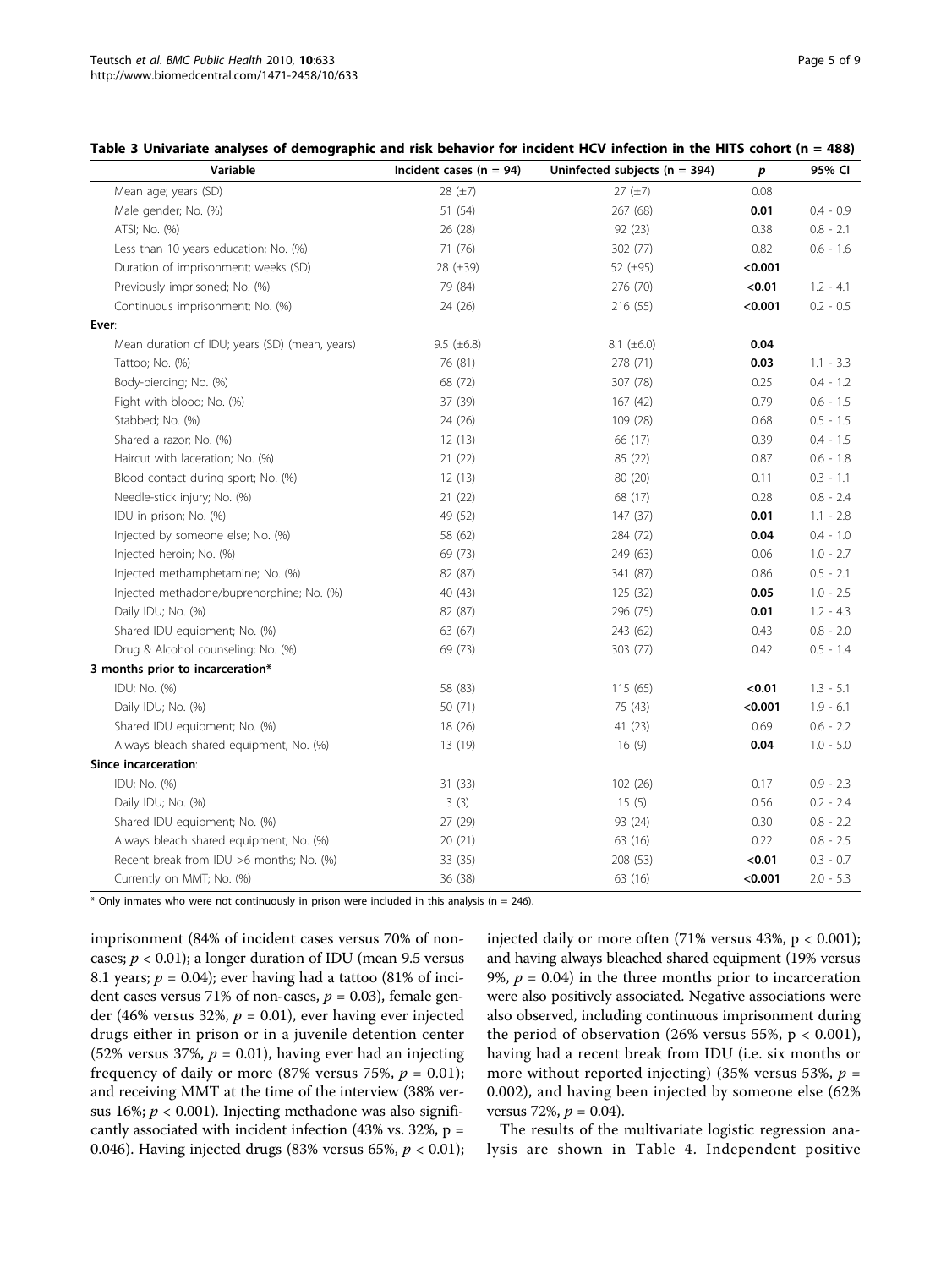**Table 3 Univariate analyses of demographic and risk behavior for incident HCV infection in the HITS cohort (n = 488)**

| Variable | Incident cases (n = 94) | Uninfected subjects (n = 394) | *p* | 95% CI |
|---|---|---|---|---|
| Mean age; years (SD) | 28 (±7) | 27 (±7) | 0.08 | |
| Male gender; No. (%) | 51 (54) | 267 (68) | **0.01** | 0.4 - 0.9 |
| ATSI; No. (%) | 26 (28) | 92 (23) | 0.38 | 0.8 - 2.1 |
| Less than 10 years education; No. (%) | 71 (76) | 302 (77) | 0.82 | 0.6 - 1.6 |
| Duration of imprisonment; weeks (SD) | 28 (±39) | 52 (±95) | **<0.001** | |
| Previously imprisoned; No. (%) | 79 (84) | 276 (70) | **<0.01** | 1.2 - 4.1 |
| Continuous imprisonment; No. (%) | 24 (26) | 216 (55) | **<0.001** | 0.2 - 0.5 |
| **Ever**: | | | | |
| Mean duration of IDU; years (SD) (mean, years) | 9.5 (±6.8) | 8.1 (±6.0) | **0.04** | |
| Tattoo; No. (%) | 76 (81) | 278 (71) | **0.03** | 1.1 - 3.3 |
| Body-piercing; No. (%) | 68 (72) | 307 (78) | 0.25 | 0.4 - 1.2 |
| Fight with blood; No. (%) | 37 (39) | 167 (42) | 0.79 | 0.6 - 1.5 |
| Stabbed; No. (%) | 24 (26) | 109 (28) | 0.68 | 0.5 - 1.5 |
| Shared a razor; No. (%) | 12 (13) | 66 (17) | 0.39 | 0.4 - 1.5 |
| Haircut with laceration; No. (%) | 21 (22) | 85 (22) | 0.87 | 0.6 - 1.8 |
| Blood contact during sport; No. (%) | 12 (13) | 80 (20) | 0.11 | 0.3 - 1.1 |
| Needle-stick injury; No. (%) | 21 (22) | 68 (17) | 0.28 | 0.8 - 2.4 |
| IDU in prison; No. (%) | 49 (52) | 147 (37) | **0.01** | 1.1 - 2.8 |
| Injected by someone else; No. (%) | 58 (62) | 284 (72) | **0.04** | 0.4 - 1.0 |
| Injected heroin; No. (%) | 69 (73) | 249 (63) | 0.06 | 1.0 - 2.7 |
| Injected methamphetamine; No. (%) | 82 (87) | 341 (87) | 0.86 | 0.5 - 2.1 |
| Injected methadone/buprenorphine; No. (%) | 40 (43) | 125 (32) | **0.05** | 1.0 - 2.5 |
| Daily IDU; No. (%) | 82 (87) | 296 (75) | **0.01** | 1.2 - 4.3 |
| Shared IDU equipment; No. (%) | 63 (67) | 243 (62) | 0.43 | 0.8 - 2.0 |
| Drug & Alcohol counseling; No. (%) | 69 (73) | 303 (77) | 0.42 | 0.5 - 1.4 |
| **3 months prior to incarceration*** | | | | |
| IDU; No. (%) | 58 (83) | 115 (65) | **<0.01** | 1.3 - 5.1 |
| Daily IDU; No. (%) | 50 (71) | 75 (43) | **<0.001** | 1.9 - 6.1 |
| Shared IDU equipment; No. (%) | 18 (26) | 41 (23) | 0.69 | 0.6 - 2.2 |
| Always bleach shared equipment, No. (%) | 13 (19) | 16 (9) | **0.04** | 1.0 - 5.0 |
| **Since incarceration**: | | | | |
| IDU; No. (%) | 31 (33) | 102 (26) | 0.17 | 0.9 - 2.3 |
| Daily IDU; No. (%) | 3 (3) | 15 (5) | 0.56 | 0.2 - 2.4 |
| Shared IDU equipment; No. (%) | 27 (29) | 93 (24) | 0.30 | 0.8 - 2.2 |
| Always bleach shared equipment, No. (%) | 20 (21) | 63 (16) | 0.22 | 0.8 - 2.5 |
| Recent break from IDU >6 months; No. (%) | 33 (35) | 208 (53) | **<0.01** | 0.3 - 0.7 |
| Currently on MMT; No. (%) | 36 (38) | 63 (16) | **<0.001** | 2.0 - 5.3 |

\* Only inmates who were not continuously in prison were included in this analysis (n = 246).

imprisonment (84% of incident cases versus 70% of non-cases; $p < 0.01$); a longer duration of IDU (mean 9.5 versus 8.1 years; $p = 0.04$); ever having had a tattoo (81% of incident cases versus 71% of non-cases, $p = 0.03$), female gender (46% versus 32%, $p = 0.01$), ever having ever injected drugs either in prison or in a juvenile detention center (52% versus 37%, $p = 0.01$), having ever had an injecting frequency of daily or more (87% versus 75%, $p = 0.01$); and receiving MMT at the time of the interview (38% versus 16%; $p < 0.001$). Injecting methadone was also significantly associated with incident infection (43% vs. 32%, $p = 0.046$). Having injected drugs (83% versus 65%, $p < 0.01$); injected daily or more often (71% versus 43%, $p < 0.001$); and having always bleached shared equipment (19% versus 9%, $p = 0.04$) in the three months prior to incarceration were also positively associated. Negative associations were also observed, including continuous imprisonment during the period of observation (26% versus 55%, $p < 0.001$), having had a recent break from IDU (i.e. six months or more without reported injecting) (35% versus 53%, $p = 0.002$), and having been injected by someone else (62% versus 72%, $p = 0.04$).

The results of the multivariate logistic regression analysis are shown in Table 4. Independent positive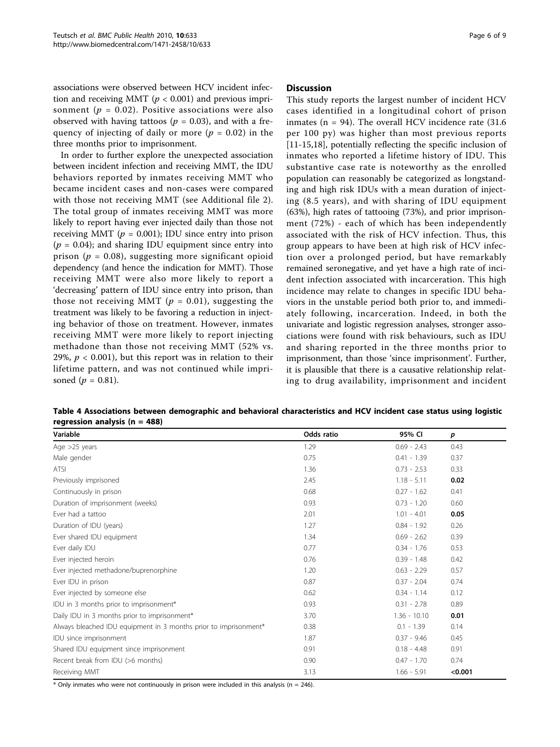associations were observed between HCV incident infection and receiving MMT ($p < 0.001$) and previous imprisonment ($p = 0.02$). Positive associations were also observed with having tattoos ($p = 0.03$), and with a frequency of injecting of daily or more ($p = 0.02$) in the three months prior to imprisonment.

In order to further explore the unexpected association between incident infection and receiving MMT, the IDU behaviors reported by inmates receiving MMT who became incident cases and non-cases were compared with those not receiving MMT (see Additional file 2). The total group of inmates receiving MMT was more likely to report having ever injected daily than those not receiving MMT ($p = 0.001$); IDU since entry into prison ($p = 0.04$); and sharing IDU equipment since entry into prison ($p = 0.08$), suggesting more significant opioid dependency (and hence the indication for MMT). Those receiving MMT were also more likely to report a 'decreasing' pattern of IDU since entry into prison, than those not receiving MMT ($p = 0.01$), suggesting the treatment was likely to be favoring a reduction in injecting behavior of those on treatment. However, inmates receiving MMT were more likely to report injecting methadone than those not receiving MMT (52% vs. 29%, $p < 0.001$), but this report was in relation to their lifetime pattern, and was not continued while imprisoned ($p = 0.81$).

## Discussion

This study reports the largest number of incident HCV cases identified in a longitudinal cohort of prison inmates (n = 94). The overall HCV incidence rate (31.6 per 100 py) was higher than most previous reports [11-15,18], potentially reflecting the specific inclusion of inmates who reported a lifetime history of IDU. This substantive case rate is noteworthy as the enrolled population can reasonably be categorized as longstanding and high risk IDUs with a mean duration of injecting (8.5 years), and with sharing of IDU equipment (63%), high rates of tattooing (73%), and prior imprisonment (72%) - each of which has been independently associated with the risk of HCV infection. Thus, this group appears to have been at high risk of HCV infection over a prolonged period, but have remarkably remained seronegative, and yet have a high rate of incident infection associated with incarceration. This high incidence may relate to changes in specific IDU behaviors in the unstable period both prior to, and immediately following, incarceration. Indeed, in both the univariate and logistic regression analyses, stronger associations were found with risk behaviours, such as IDU and sharing reported in the three months prior to imprisonment, than those 'since imprisonment'. Further, it is plausible that there is a causative relationship relating to drug availability, imprisonment and incident

**Table 4 Associations between demographic and behavioral characteristics and HCV incident case status using logistic regression analysis (n = 488)**

| Variable | Odds ratio | 95% CI | *p* |
|---|---|---|---|
| Age >25 years | 1.29 | 0.69 - 2.43 | 0.43 |
| Male gender | 0.75 | 0.41 - 1.39 | 0.37 |
| ATSI | 1.36 | 0.73 - 2.53 | 0.33 |
| Previously imprisoned | 2.45 | 1.18 - 5.11 | **0.02** |
| Continuously in prison | 0.68 | 0.27 - 1.62 | 0.41 |
| Duration of imprisonment (weeks) | 0.93 | 0.73 - 1.20 | 0.60 |
| Ever had a tattoo | 2.01 | 1.01 - 4.01 | **0.05** |
| Duration of IDU (years) | 1.27 | 0.84 - 1.92 | 0.26 |
| Ever shared IDU equipment | 1.34 | 0.69 - 2.62 | 0.39 |
| Ever daily IDU | 0.77 | 0.34 - 1.76 | 0.53 |
| Ever injected heroin | 0.76 | 0.39 - 1.48 | 0.42 |
| Ever injected methadone/buprenorphine | 1.20 | 0.63 - 2.29 | 0.57 |
| Ever IDU in prison | 0.87 | 0.37 - 2.04 | 0.74 |
| Ever injected by someone else | 0.62 | 0.34 - 1.14 | 0.12 |
| IDU in 3 months prior to imprisonment* | 0.93 | 0.31 - 2.78 | 0.89 |
| Daily IDU in 3 months prior to imprisonment* | 3.70 | 1.36 - 10.10 | **0.01** |
| Always bleached IDU equipment in 3 months prior to imprisonment* | 0.38 | 0.1 - 1.39 | 0.14 |
| IDU since imprisonment | 1.87 | 0.37 - 9.46 | 0.45 |
| Shared IDU equipment since imprisonment | 0.91 | 0.18 - 4.48 | 0.91 |
| Recent break from IDU (>6 months) | 0.90 | 0.47 - 1.70 | 0.74 |
| Receiving MMT | 3.13 | 1.66 - 5.91 | **<0.001** |

\* Only inmates who were not continuously in prison were included in this analysis (n = 246).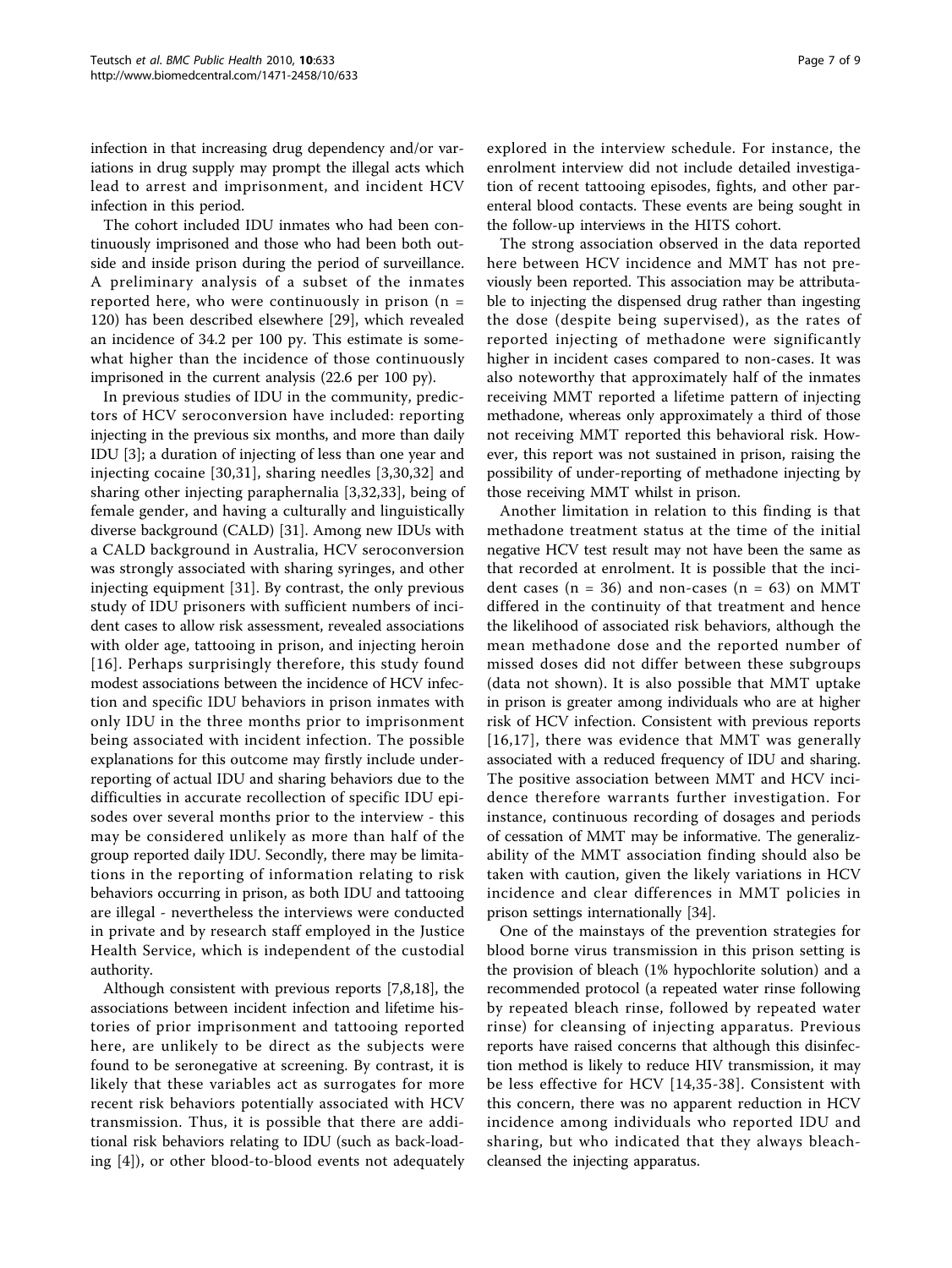infection in that increasing drug dependency and/or variations in drug supply may prompt the illegal acts which lead to arrest and imprisonment, and incident HCV infection in this period.

The cohort included IDU inmates who had been continuously imprisoned and those who had been both outside and inside prison during the period of surveillance. A preliminary analysis of a subset of the inmates reported here, who were continuously in prison (n = 120) has been described elsewhere [29], which revealed an incidence of 34.2 per 100 py. This estimate is somewhat higher than the incidence of those continuously imprisoned in the current analysis (22.6 per 100 py).

In previous studies of IDU in the community, predictors of HCV seroconversion have included: reporting injecting in the previous six months, and more than daily IDU [3]; a duration of injecting of less than one year and injecting cocaine [30,31], sharing needles [3,30,32] and sharing other injecting paraphernalia [3,32,33], being of female gender, and having a culturally and linguistically diverse background (CALD) [31]. Among new IDUs with a CALD background in Australia, HCV seroconversion was strongly associated with sharing syringes, and other injecting equipment [31]. By contrast, the only previous study of IDU prisoners with sufficient numbers of incident cases to allow risk assessment, revealed associations with older age, tattooing in prison, and injecting heroin [16]. Perhaps surprisingly therefore, this study found modest associations between the incidence of HCV infection and specific IDU behaviors in prison inmates with only IDU in the three months prior to imprisonment being associated with incident infection. The possible explanations for this outcome may firstly include under-reporting of actual IDU and sharing behaviors due to the difficulties in accurate recollection of specific IDU episodes over several months prior to the interview - this may be considered unlikely as more than half of the group reported daily IDU. Secondly, there may be limitations in the reporting of information relating to risk behaviors occurring in prison, as both IDU and tattooing are illegal - nevertheless the interviews were conducted in private and by research staff employed in the Justice Health Service, which is independent of the custodial authority.

Although consistent with previous reports [7,8,18], the associations between incident infection and lifetime histories of prior imprisonment and tattooing reported here, are unlikely to be direct as the subjects were found to be seronegative at screening. By contrast, it is likely that these variables act as surrogates for more recent risk behaviors potentially associated with HCV transmission. Thus, it is possible that there are additional risk behaviors relating to IDU (such as back-loading [4]), or other blood-to-blood events not adequately explored in the interview schedule. For instance, the enrolment interview did not include detailed investigation of recent tattooing episodes, fights, and other parenteral blood contacts. These events are being sought in the follow-up interviews in the HITS cohort.

The strong association observed in the data reported here between HCV incidence and MMT has not previously been reported. This association may be attributable to injecting the dispensed drug rather than ingesting the dose (despite being supervised), as the rates of reported injecting of methadone were significantly higher in incident cases compared to non-cases. It was also noteworthy that approximately half of the inmates receiving MMT reported a lifetime pattern of injecting methadone, whereas only approximately a third of those not receiving MMT reported this behavioral risk. However, this report was not sustained in prison, raising the possibility of under-reporting of methadone injecting by those receiving MMT whilst in prison.

Another limitation in relation to this finding is that methadone treatment status at the time of the initial negative HCV test result may not have been the same as that recorded at enrolment. It is possible that the incident cases (n = 36) and non-cases (n = 63) on MMT differed in the continuity of that treatment and hence the likelihood of associated risk behaviors, although the mean methadone dose and the reported number of missed doses did not differ between these subgroups (data not shown). It is also possible that MMT uptake in prison is greater among individuals who are at higher risk of HCV infection. Consistent with previous reports [16,17], there was evidence that MMT was generally associated with a reduced frequency of IDU and sharing. The positive association between MMT and HCV incidence therefore warrants further investigation. For instance, continuous recording of dosages and periods of cessation of MMT may be informative. The generalizability of the MMT association finding should also be taken with caution, given the likely variations in HCV incidence and clear differences in MMT policies in prison settings internationally [34].

One of the mainstays of the prevention strategies for blood borne virus transmission in this prison setting is the provision of bleach (1% hypochlorite solution) and a recommended protocol (a repeated water rinse following by repeated bleach rinse, followed by repeated water rinse) for cleansing of injecting apparatus. Previous reports have raised concerns that although this disinfection method is likely to reduce HIV transmission, it may be less effective for HCV [14,35-38]. Consistent with this concern, there was no apparent reduction in HCV incidence among individuals who reported IDU and sharing, but who indicated that they always bleach-cleansed the injecting apparatus.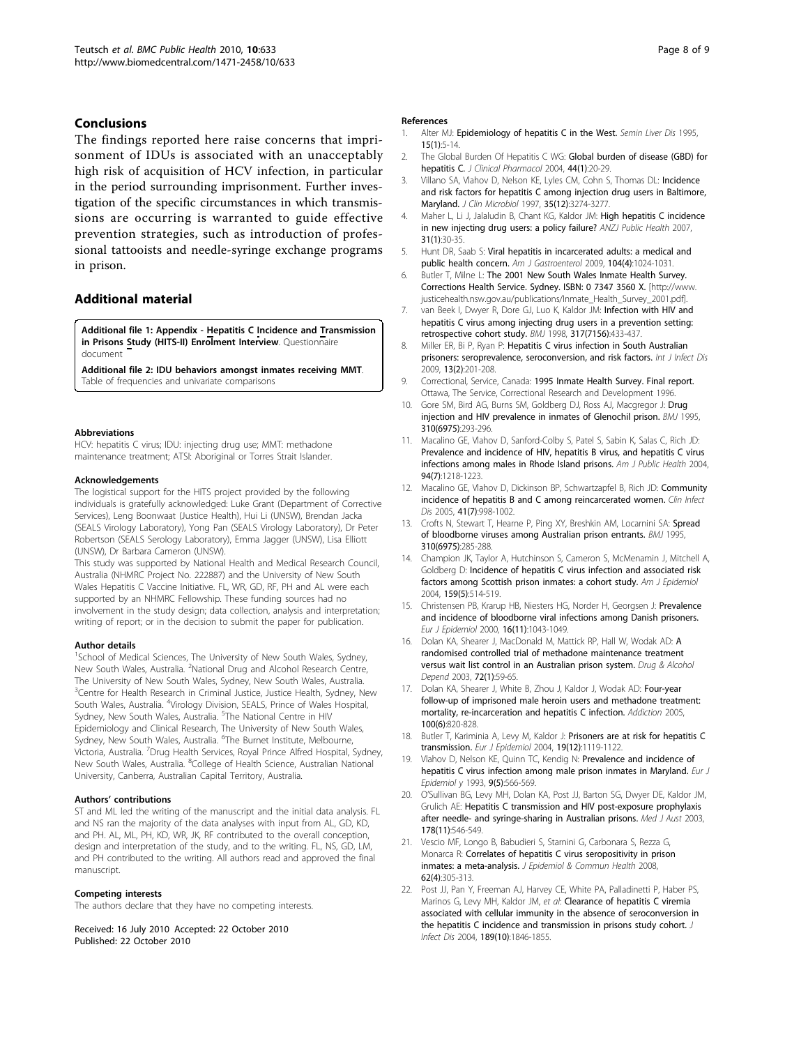## Conclusions

The findings reported here raise concerns that imprisonment of IDUs is associated with an unacceptably high risk of acquisition of HCV infection, in particular in the period surrounding imprisonment. Further investigation of the specific circumstances in which transmissions are occurring is warranted to guide effective prevention strategies, such as introduction of professional tattooists and needle-syringe exchange programs in prison.

## Additional material

**Additional file 1: Appendix - Hepatitis C Incidence and Transmission in Prisons Study (HITS-II) Enrolment Interview**. Questionnaire document

**Additional file 2: IDU behaviors amongst inmates receiving MMT**. Table of frequencies and univariate comparisons

#### Abbreviations

HCV: hepatitis C virus; IDU: injecting drug use; MMT: methadone maintenance treatment; ATSI: Aboriginal or Torres Strait Islander.

#### Acknowledgements

The logistical support for the HITS project provided by the following individuals is gratefully acknowledged: Luke Grant (Department of Corrective Services), Leng Boonwaat (Justice Health), Hui Li (UNSW), Brendan Jacka (SEALS Virology Laboratory), Yong Pan (SEALS Virology Laboratory), Dr Peter Robertson (SEALS Serology Laboratory), Emma Jagger (UNSW), Lisa Elliott (UNSW), Dr Barbara Cameron (UNSW).

This study was supported by National Health and Medical Research Council, Australia (NHMRC Project No. 222887) and the University of New South Wales Hepatitis C Vaccine Initiative. FL, WR, GD, RF, PH and AL were each supported by an NHMRC Fellowship. These funding sources had no involvement in the study design; data collection, analysis and interpretation; writing of report; or in the decision to submit the paper for publication.

#### Author details

[1]School of Medical Sciences, The University of New South Wales, Sydney, New South Wales, Australia. [2]National Drug and Alcohol Research Centre, The University of New South Wales, Sydney, New South Wales, Australia. [3]Centre for Health Research in Criminal Justice, Justice Health, Sydney, New South Wales, Australia. [4]Virology Division, SEALS, Prince of Wales Hospital, Sydney, New South Wales, Australia. [5]The National Centre in HIV Epidemiology and Clinical Research, The University of New South Wales, Sydney, New South Wales, Australia. [6]The Burnet Institute, Melbourne, Victoria, Australia. [7]Drug Health Services, Royal Prince Alfred Hospital, Sydney, New South Wales, Australia. [8]College of Health Science, Australian National University, Canberra, Australian Capital Territory, Australia.

#### Authors' contributions

ST and ML led the writing of the manuscript and the initial data analysis. FL and NS ran the majority of the data analyses with input from AL, GD, KD, and PH. AL, ML, PH, KD, WR, JK, RF contributed to the overall conception, design and interpretation of the study, and to the writing. FL, NS, GD, LM, and PH contributed to the writing. All authors read and approved the final manuscript.

#### Competing interests

The authors declare that they have no competing interests.

Received: 16 July 2010 Accepted: 22 October 2010
Published: 22 October 2010

#### References

1. Alter MJ: **Epidemiology of hepatitis C in the West.** *Semin Liver Dis* 1995, **15(1)**:5-14.
2. The Global Burden Of Hepatitis C WG: **Global burden of disease (GBD) for hepatitis C.** *J Clinical Pharmacol* 2004, **44(1)**:20-29.
3. Villano SA, Vlahov D, Nelson KE, Lyles CM, Cohn S, Thomas DL: **Incidence and risk factors for hepatitis C among injection drug users in Baltimore, Maryland.** *J Clin Microbiol* 1997, **35(12)**:3274-3277.
4. Maher L, Li J, Jalaludin B, Chant KG, Kaldor JM: **High hepatitis C incidence in new injecting drug users: a policy failure?** *ANZJ Public Health* 2007, **31(1)**:30-35.
5. Hunt DR, Saab S: **Viral hepatitis in incarcerated adults: a medical and public health concern.** *Am J Gastroenterol* 2009, **104(4)**:1024-1031.
6. Butler T, Milne L: **The 2001 New South Wales Inmate Health Survey. Corrections Health Service. Sydney. ISBN: 0 7347 3560 X.** [http://www.justicehealth.nsw.gov.au/publications/Inmate_Health_Survey_2001.pdf].
7. van Beek I, Dwyer R, Dore GJ, Luo K, Kaldor JM: **Infection with HIV and hepatitis C virus among injecting drug users in a prevention setting: retrospective cohort study.** *BMJ* 1998, **317(7156)**:433-437.
8. Miller ER, Bi P, Ryan P: **Hepatitis C virus infection in South Australian prisoners: seroprevalence, seroconversion, and risk factors.** *Int J Infect Dis* 2009, **13(2)**:201-208.
9. Correctional, Service, Canada: **1995 Inmate Health Survey. Final report.** Ottawa, The Service, Correctional Research and Development 1996.
10. Gore SM, Bird AG, Burns SM, Goldberg DJ, Ross AJ, Macgregor J: **Drug injection and HIV prevalence in inmates of Glenochil prison.** *BMJ* 1995, **310(6975)**:293-296.
11. Macalino GE, Vlahov D, Sanford-Colby S, Patel S, Sabin K, Salas C, Rich JD: **Prevalence and incidence of HIV, hepatitis B virus, and hepatitis C virus infections among males in Rhode Island prisons.** *Am J Public Health* 2004, **94(7)**:1218-1223.
12. Macalino GE, Vlahov D, Dickinson BP, Schwartzapfel B, Rich JD: **Community incidence of hepatitis B and C among reincarcerated women.** *Clin Infect Dis* 2005, **41(7)**:998-1002.
13. Crofts N, Stewart T, Hearne P, Ping XY, Breshkin AM, Locarnini SA: **Spread of bloodborne viruses among Australian prison entrants.** *BMJ* 1995, **310(6975)**:285-288.
14. Champion JK, Taylor A, Hutchinson S, Cameron S, McMenamin J, Mitchell A, Goldberg D: **Incidence of hepatitis C virus infection and associated risk factors among Scottish prison inmates: a cohort study.** *Am J Epidemiol* 2004, **159(5)**:514-519.
15. Christensen PB, Krarup HB, Niesters HG, Norder H, Georgsen J: **Prevalence and incidence of bloodborne viral infections among Danish prisoners.** *Eur J Epidemiol* 2000, **16(11)**:1043-1049.
16. Dolan KA, Shearer J, MacDonald M, Mattick RP, Hall W, Wodak AD: **A randomised controlled trial of methadone maintenance treatment versus wait list control in an Australian prison system.** *Drug & Alcohol Depend* 2003, **72(1)**:59-65.
17. Dolan KA, Shearer J, White B, Zhou J, Kaldor J, Wodak AD: **Four-year follow-up of imprisoned male heroin users and methadone treatment: mortality, re-incarceration and hepatitis C infection.** *Addiction* 2005, **100(6)**:820-828.
18. Butler T, Kariminia A, Levy M, Kaldor J: **Prisoners are at risk for hepatitis C transmission.** *Eur J Epidemiol* 2004, **19(12)**:1119-1122.
19. Vlahov D, Nelson KE, Quinn TC, Kendig N: **Prevalence and incidence of hepatitis C virus infection among male prison inmates in Maryland.** *Eur J Epidemiol y* 1993, **9(5)**:566-569.
20. O'Sullivan BG, Levy MH, Dolan KA, Post JJ, Barton SG, Dwyer DE, Kaldor JM, Grulich AE: **Hepatitis C transmission and HIV post-exposure prophylaxis after needle- and syringe-sharing in Australian prisons.** *Med J Aust* 2003, **178(11)**:546-549.
21. Vescio MF, Longo B, Babudieri S, Starnini G, Carbonara S, Rezza G, Monarca R: **Correlates of hepatitis C virus seropositivity in prison inmates: a meta-analysis.** *J Epidemiol & Commun Health* 2008, **62(4)**:305-313.
22. Post JJ, Pan Y, Freeman AJ, Harvey CE, White PA, Palladinetti P, Haber PS, Marinos G, Levy MH, Kaldor JM, *et al*: **Clearance of hepatitis C viremia associated with cellular immunity in the absence of seroconversion in the hepatitis C incidence and transmission in prisons study cohort.** *J Infect Dis* 2004, **189(10)**:1846-1855.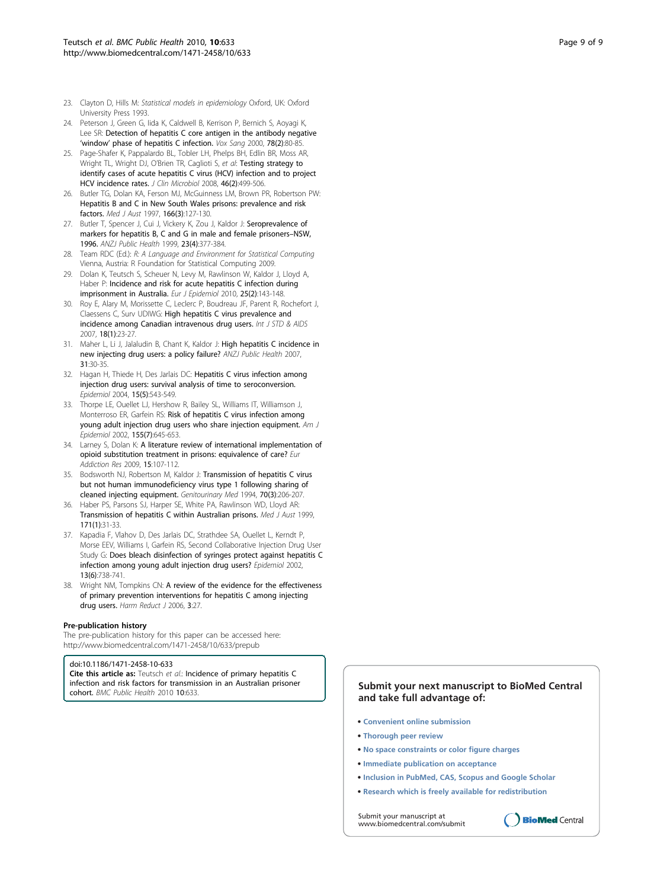23. Clayton D, Hills M: *Statistical models in epidemiology* Oxford, UK: Oxford University Press 1993.
24. Peterson J, Green G, Iida K, Caldwell B, Kerrison P, Bernich S, Aoyagi K, Lee SR: **Detection of hepatitis C core antigen in the antibody negative 'window' phase of hepatitis C infection.** *Vox Sang* 2000, **78(2)**:80-85.
25. Page-Shafer K, Pappalardo BL, Tobler LH, Phelps BH, Edlin BR, Moss AR, Wright TL, Wright DJ, O'Brien TR, Caglioti S, *et al*: **Testing strategy to identify cases of acute hepatitis C virus (HCV) infection and to project HCV incidence rates.** *J Clin Microbiol* 2008, **46(2)**:499-506.
26. Butler TG, Dolan KA, Ferson MJ, McGuinness LM, Brown PR, Robertson PW: **Hepatitis B and C in New South Wales prisons: prevalence and risk factors.** *Med J Aust* 1997, **166(3)**:127-130.
27. Butler T, Spencer J, Cui J, Vickery K, Zou J, Kaldor J: **Seroprevalence of markers for hepatitis B, C and G in male and female prisoners–NSW, 1996.** *ANZJ Public Health* 1999, **23(4)**:377-384.
28. Team RDC (Ed.): *R: A Language and Environment for Statistical Computing* Vienna, Austria: R Foundation for Statistical Computing 2009.
29. Dolan K, Teutsch S, Scheuer N, Levy M, Rawlinson W, Kaldor J, Lloyd A, Haber P: **Incidence and risk for acute hepatitis C infection during imprisonment in Australia.** *Eur J Epidemiol* 2010, **25(2)**:143-148.
30. Roy E, Alary M, Morissette C, Leclerc P, Boudreau JF, Parent R, Rochefort J, Claessens C, Surv UDIWG: **High hepatitis C virus prevalence and incidence among Canadian intravenous drug users.** *Int J STD & AIDS* 2007, **18(1)**:23-27.
31. Maher L, Li J, Jalaludin B, Chant K, Kaldor J: **High hepatitis C incidence in new injecting drug users: a policy failure?** *ANZJ Public Health* 2007, **31**:30-35.
32. Hagan H, Thiede H, Des Jarlais DC: **Hepatitis C virus infection among injection drug users: survival analysis of time to seroconversion.** *Epidemiol* 2004, **15(5)**:543-549.
33. Thorpe LE, Ouellet LJ, Hershow R, Bailey SL, Williams IT, Williamson J, Monterroso ER, Garfein RS: **Risk of hepatitis C virus infection among young adult injection drug users who share injection equipment.** *Am J Epidemiol* 2002, **155(7)**:645-653.
34. Larney S, Dolan K: **A literature review of international implementation of opioid substitution treatment in prisons: equivalence of care?** *Eur Addiction Res* 2009, **15**:107-112.
35. Bodsworth NJ, Robertson M, Kaldor J: **Transmission of hepatitis C virus but not human immunodeficiency virus type 1 following sharing of cleaned injecting equipment.** *Genitourinary Med* 1994, **70(3)**:206-207.
36. Haber PS, Parsons SJ, Harper SE, White PA, Rawlinson WD, Lloyd AR: **Transmission of hepatitis C within Australian prisons.** *Med J Aust* 1999, **171(1)**:31-33.
37. Kapadia F, Vlahov D, Des Jarlais DC, Strathdee SA, Ouellet L, Kerndt P, Morse EEV, Williams I, Garfein RS, Second Collaborative Injection Drug User Study G: **Does bleach disinfection of syringes protect against hepatitis C infection among young adult injection drug users?** *Epidemiol* 2002, **13(6)**:738-741.
38. Wright NM, Tompkins CN: **A review of the evidence for the effectiveness of primary prevention interventions for hepatitis C among injecting drug users.** *Harm Reduct J* 2006, **3**:27.

### Pre-publication history

The pre-publication history for this paper can be accessed here:
http://www.biomedcentral.com/1471-2458/10/633/prepub

doi:10.1186/1471-2458-10-633
**Cite this article as:** Teutsch *et al.*: Incidence of primary hepatitis C infection and risk factors for transmission in an Australian prisoner cohort. *BMC Public Health* 2010 **10**:633.

**Submit your next manuscript to BioMed Central and take full advantage of:**

- **Convenient online submission**
- **Thorough peer review**
- **No space constraints or color figure charges**
- **Immediate publication on acceptance**
- **Inclusion in PubMed, CAS, Scopus and Google Scholar**
- **Research which is freely available for redistribution**

Submit your manuscript at
www.biomedcentral.com/submit

BioMed Central